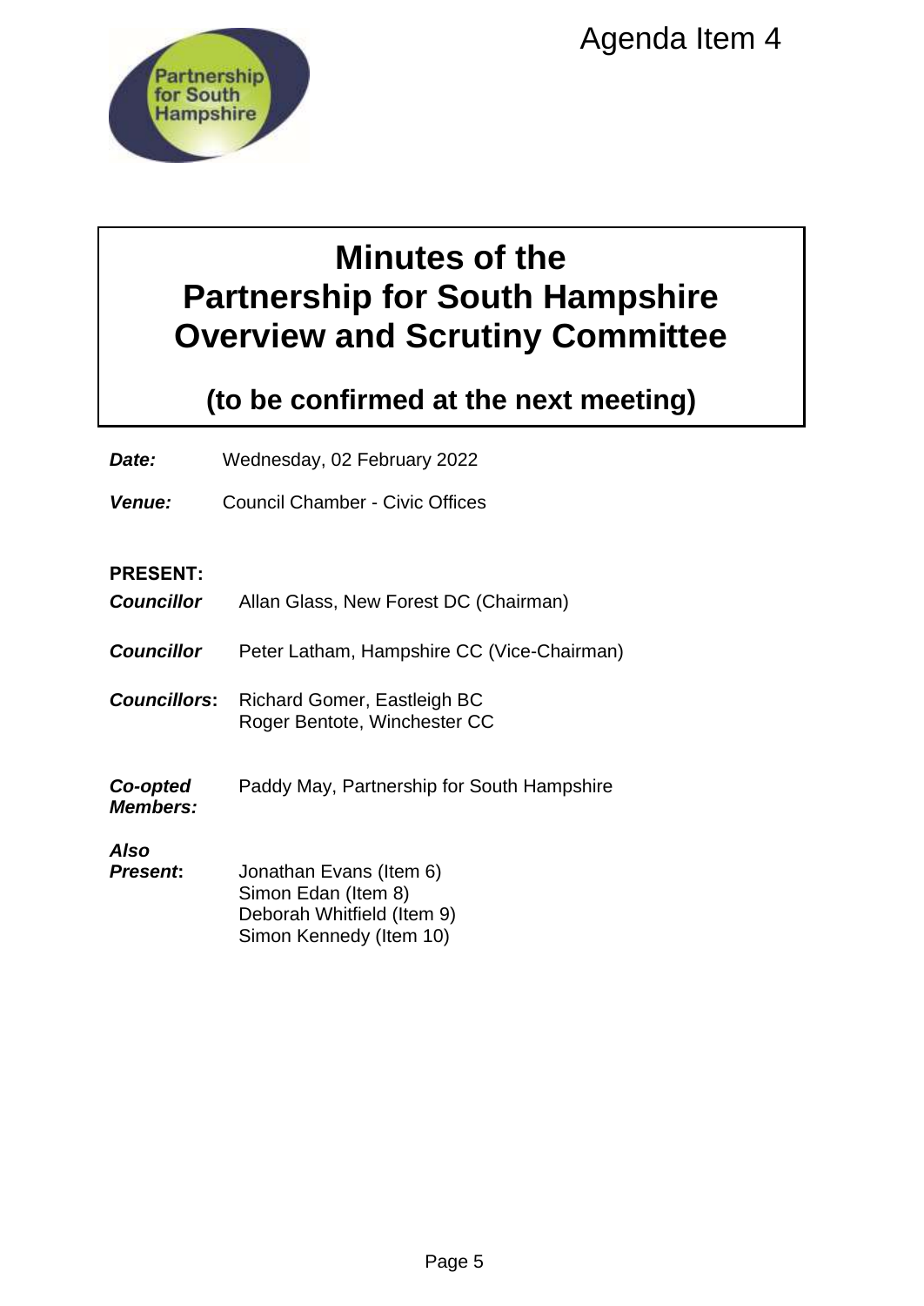Agenda Item 4

# Minutes of the Partnership for South Hampshire Overview and Scrutiny Committee

## (to be confirmed at the next meeting)

***Date:*** Wednesday, 02 February 2022

***Venue:*** Council Chamber - Civic Offices

**PRESENT:**

***Councillor*** Allan Glass, New Forest DC (Chairman)

***Councillor*** Peter Latham, Hampshire CC (Vice-Chairman)

***Councillors*****:** Richard Gomer, Eastleigh BC
Roger Bentote, Winchester CC

***Co-opted Members:*** Paddy May, Partnership for South Hampshire

***Also Present*****:** Jonathan Evans (Item 6)
Simon Edan (Item 8)
Deborah Whitfield (Item 9)
Simon Kennedy (Item 10)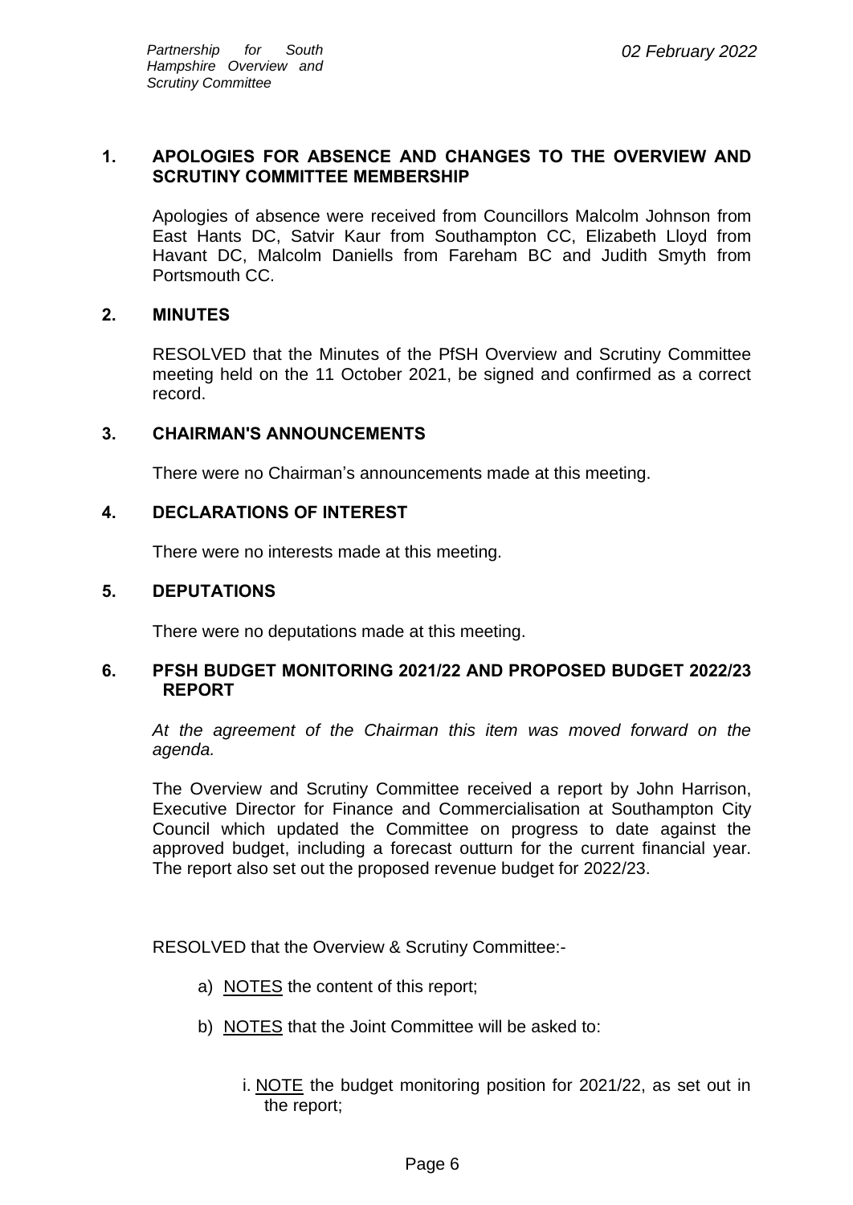## 1. APOLOGIES FOR ABSENCE AND CHANGES TO THE OVERVIEW AND SCRUTINY COMMITTEE MEMBERSHIP

Apologies of absence were received from Councillors Malcolm Johnson from East Hants DC, Satvir Kaur from Southampton CC, Elizabeth Lloyd from Havant DC, Malcolm Daniells from Fareham BC and Judith Smyth from Portsmouth CC.

## 2. MINUTES

RESOLVED that the Minutes of the PfSH Overview and Scrutiny Committee meeting held on the 11 October 2021, be signed and confirmed as a correct record.

## 3. CHAIRMAN'S ANNOUNCEMENTS

There were no Chairman's announcements made at this meeting.

## 4. DECLARATIONS OF INTEREST

There were no interests made at this meeting.

## 5. DEPUTATIONS

There were no deputations made at this meeting.

## 6. PFSH BUDGET MONITORING 2021/22 AND PROPOSED BUDGET 2022/23 REPORT

*At the agreement of the Chairman this item was moved forward on the agenda.*

The Overview and Scrutiny Committee received a report by John Harrison, Executive Director for Finance and Commercialisation at Southampton City Council which updated the Committee on progress to date against the approved budget, including a forecast outturn for the current financial year. The report also set out the proposed revenue budget for 2022/23.

RESOLVED that the Overview & Scrutiny Committee:-

a) NOTES the content of this report;

b) NOTES that the Joint Committee will be asked to:

   i. NOTE the budget monitoring position for 2021/22, as set out in the report;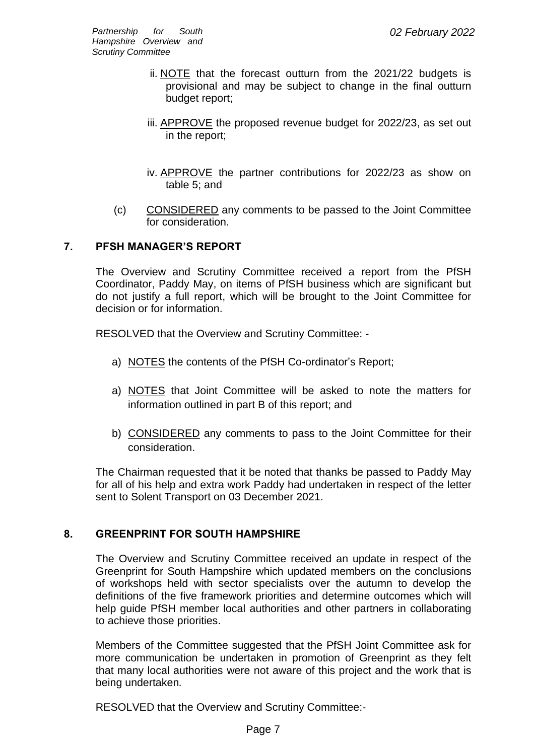ii. NOTE that the forecast outturn from the 2021/22 budgets is provisional and may be subject to change in the final outturn budget report;

iii. APPROVE the proposed revenue budget for 2022/23, as set out in the report;

iv. APPROVE the partner contributions for 2022/23 as show on table 5; and

(c) CONSIDERED any comments to be passed to the Joint Committee for consideration.

## 7. PFSH MANAGER'S REPORT

The Overview and Scrutiny Committee received a report from the PfSH Coordinator, Paddy May, on items of PfSH business which are significant but do not justify a full report, which will be brought to the Joint Committee for decision or for information.

RESOLVED that the Overview and Scrutiny Committee: -

a) NOTES the contents of the PfSH Co-ordinator's Report;

a) NOTES that Joint Committee will be asked to note the matters for information outlined in part B of this report; and

b) CONSIDERED any comments to pass to the Joint Committee for their consideration.

The Chairman requested that it be noted that thanks be passed to Paddy May for all of his help and extra work Paddy had undertaken in respect of the letter sent to Solent Transport on 03 December 2021.

## 8. GREENPRINT FOR SOUTH HAMPSHIRE

The Overview and Scrutiny Committee received an update in respect of the Greenprint for South Hampshire which updated members on the conclusions of workshops held with sector specialists over the autumn to develop the definitions of the five framework priorities and determine outcomes which will help guide PfSH member local authorities and other partners in collaborating to achieve those priorities.

Members of the Committee suggested that the PfSH Joint Committee ask for more communication be undertaken in promotion of Greenprint as they felt that many local authorities were not aware of this project and the work that is being undertaken*.*

RESOLVED that the Overview and Scrutiny Committee:-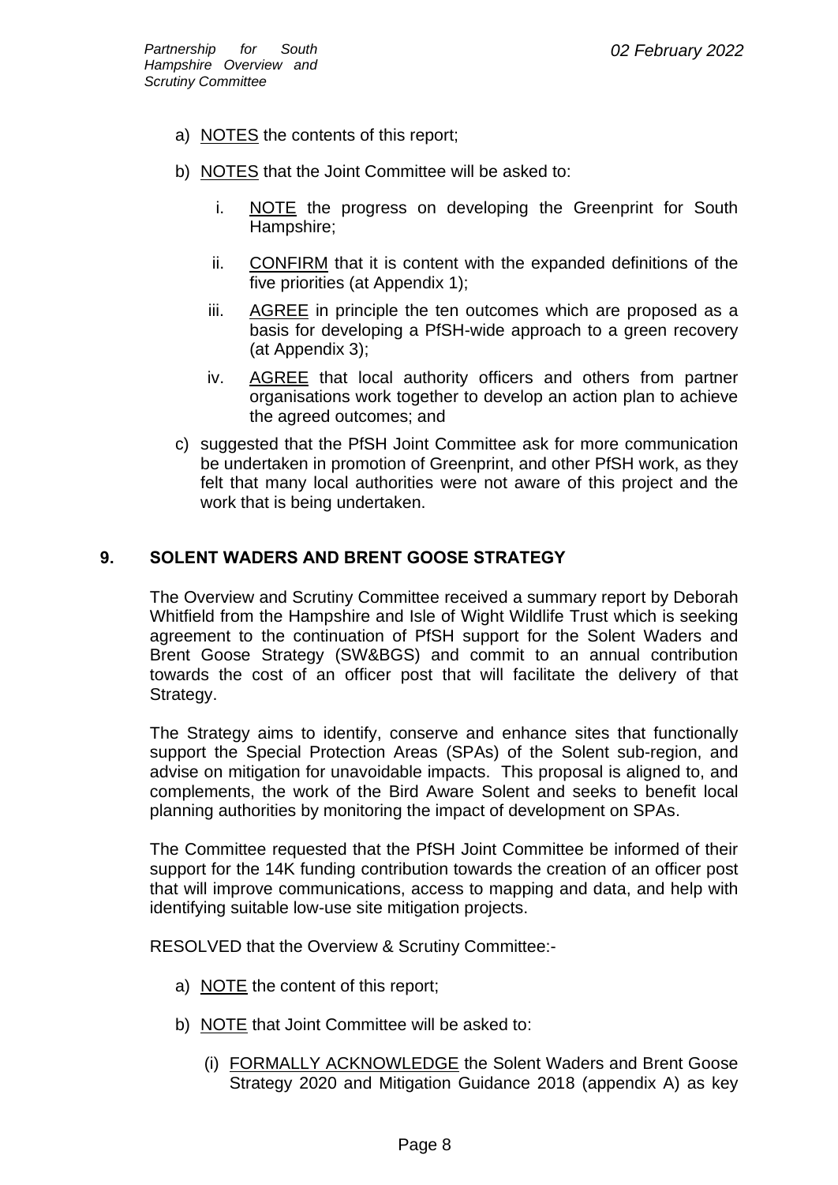a) NOTES the contents of this report;

b) NOTES that the Joint Committee will be asked to:

   i. NOTE the progress on developing the Greenprint for South Hampshire;

   ii. CONFIRM that it is content with the expanded definitions of the five priorities (at Appendix 1);

   iii. AGREE in principle the ten outcomes which are proposed as a basis for developing a PfSH-wide approach to a green recovery (at Appendix 3);

   iv. AGREE that local authority officers and others from partner organisations work together to develop an action plan to achieve the agreed outcomes; and

c) suggested that the PfSH Joint Committee ask for more communication be undertaken in promotion of Greenprint, and other PfSH work, as they felt that many local authorities were not aware of this project and the work that is being undertaken.

## 9. SOLENT WADERS AND BRENT GOOSE STRATEGY

The Overview and Scrutiny Committee received a summary report by Deborah Whitfield from the Hampshire and Isle of Wight Wildlife Trust which is seeking agreement to the continuation of PfSH support for the Solent Waders and Brent Goose Strategy (SW&BGS) and commit to an annual contribution towards the cost of an officer post that will facilitate the delivery of that Strategy.

The Strategy aims to identify, conserve and enhance sites that functionally support the Special Protection Areas (SPAs) of the Solent sub-region, and advise on mitigation for unavoidable impacts. This proposal is aligned to, and complements, the work of the Bird Aware Solent and seeks to benefit local planning authorities by monitoring the impact of development on SPAs.

The Committee requested that the PfSH Joint Committee be informed of their support for the 14K funding contribution towards the creation of an officer post that will improve communications, access to mapping and data, and help with identifying suitable low-use site mitigation projects.

RESOLVED that the Overview & Scrutiny Committee:-

a) NOTE the content of this report;

b) NOTE that Joint Committee will be asked to:

   (i) FORMALLY ACKNOWLEDGE the Solent Waders and Brent Goose Strategy 2020 and Mitigation Guidance 2018 (appendix A) as key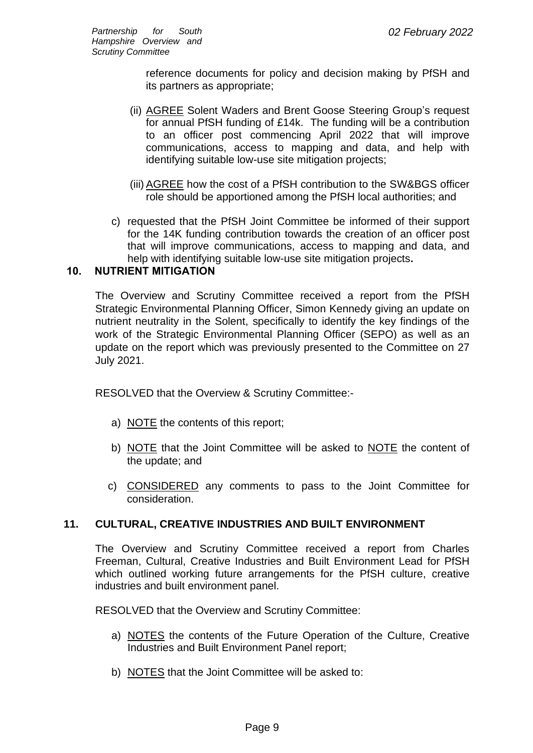reference documents for policy and decision making by PfSH and its partners as appropriate;

(ii) AGREE Solent Waders and Brent Goose Steering Group's request for annual PfSH funding of £14k. The funding will be a contribution to an officer post commencing April 2022 that will improve communications, access to mapping and data, and help with identifying suitable low-use site mitigation projects;

(iii) AGREE how the cost of a PfSH contribution to the SW&BGS officer role should be apportioned among the PfSH local authorities; and

c) requested that the PfSH Joint Committee be informed of their support for the 14K funding contribution towards the creation of an officer post that will improve communications, access to mapping and data, and help with identifying suitable low-use site mitigation projects**.**

## 10. NUTRIENT MITIGATION

The Overview and Scrutiny Committee received a report from the PfSH Strategic Environmental Planning Officer, Simon Kennedy giving an update on nutrient neutrality in the Solent, specifically to identify the key findings of the work of the Strategic Environmental Planning Officer (SEPO) as well as an update on the report which was previously presented to the Committee on 27 July 2021.

RESOLVED that the Overview & Scrutiny Committee:-

a) NOTE the contents of this report;

b) NOTE that the Joint Committee will be asked to NOTE the content of the update; and

c) CONSIDERED any comments to pass to the Joint Committee for consideration.

## 11. CULTURAL, CREATIVE INDUSTRIES AND BUILT ENVIRONMENT

The Overview and Scrutiny Committee received a report from Charles Freeman, Cultural, Creative Industries and Built Environment Lead for PfSH which outlined working future arrangements for the PfSH culture, creative industries and built environment panel.

RESOLVED that the Overview and Scrutiny Committee:

a) NOTES the contents of the Future Operation of the Culture, Creative Industries and Built Environment Panel report;

b) NOTES that the Joint Committee will be asked to: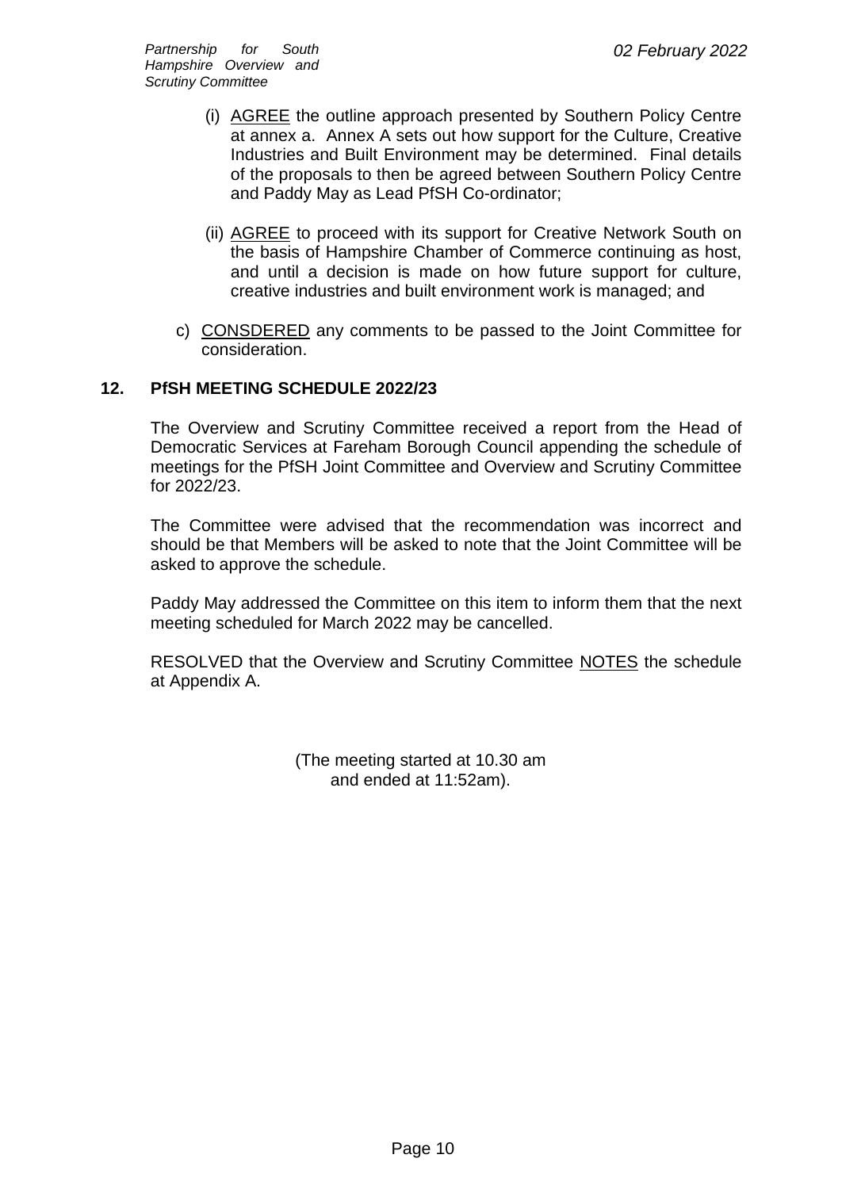(i) AGREE the outline approach presented by Southern Policy Centre at annex a. Annex A sets out how support for the Culture, Creative Industries and Built Environment may be determined. Final details of the proposals to then be agreed between Southern Policy Centre and Paddy May as Lead PfSH Co-ordinator;

(ii) AGREE to proceed with its support for Creative Network South on the basis of Hampshire Chamber of Commerce continuing as host, and until a decision is made on how future support for culture, creative industries and built environment work is managed; and

c) CONSDERED any comments to be passed to the Joint Committee for consideration.

## 12. PfSH MEETING SCHEDULE 2022/23

The Overview and Scrutiny Committee received a report from the Head of Democratic Services at Fareham Borough Council appending the schedule of meetings for the PfSH Joint Committee and Overview and Scrutiny Committee for 2022/23.

The Committee were advised that the recommendation was incorrect and should be that Members will be asked to note that the Joint Committee will be asked to approve the schedule.

Paddy May addressed the Committee on this item to inform them that the next meeting scheduled for March 2022 may be cancelled.

RESOLVED that the Overview and Scrutiny Committee NOTES the schedule at Appendix A.

(The meeting started at 10.30 am
and ended at 11:52am).